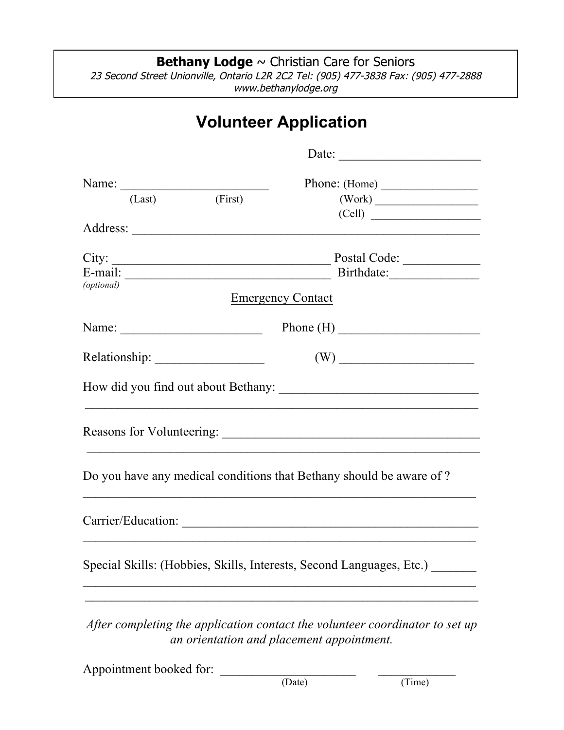**Bethany Lodge** ~ Christian Care for Seniors

*23 Second Street Unionville, Ontario L2R 2C2 Tel: (905) 477-3838 Fax: (905) 477-2888*

*www.bethanylodge.org*

# Volunteer Application

Date: ______________________

Name: _______________________
(Last) (First)

Phone: (Home) _______________
(Work) _________________
(Cell) __________________

Address: ________________________________________________________

City: __________________________________ Postal Code: ____________

E-mail: ________________________________ Birthdate:______________
*(optional)*

Emergency Contact

Name: ______________________ Phone (H) ______________________

Relationship: _________________ (W) _____________________

How did you find out about Bethany: _______________________________
_________________________________________________________________

Reasons for Volunteering: _________________________________________
_________________________________________________________________

Do you have any medical conditions that Bethany should be aware of ?
_________________________________________________________________

Carrier/Education: ________________________________________________
_________________________________________________________________

Special Skills: (Hobbies, Skills, Interests, Second Languages, Etc.) _______
_________________________________________________________________
_________________________________________________________________

*After completing the application contact the volunteer coordinator to set up an orientation and placement appointment.*

Appointment booked for: _____________________ ____________
(Date) (Time)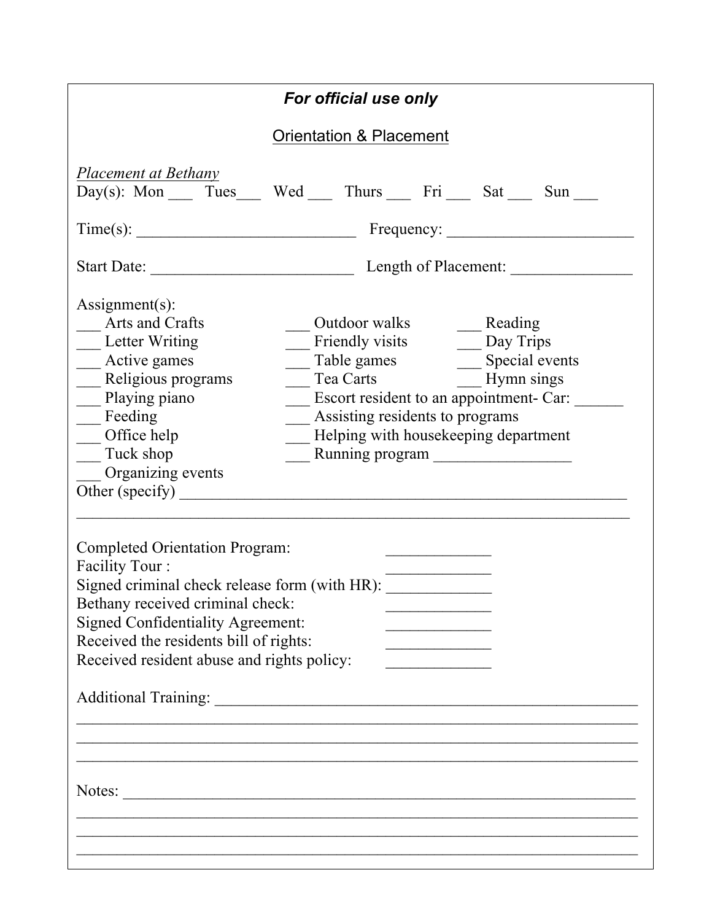***For official use only***

Orientation & Placement

*Placement at Bethany*

Day(s): Mon ___ Tues___ Wed ___ Thurs ___ Fri ___ Sat ___ Sun ___

Time(s): ___________________________ Frequency: _______________________

Start Date: _________________________ Length of Placement: _______________

Assignment(s):

___ Arts and Crafts
___ Letter Writing
___ Active games
___ Religious programs
___ Playing piano
___ Feeding
___ Office help
___ Tuck shop
___ Organizing events
___ Outdoor walks
___ Friendly visits
___ Table games
___ Tea Carts
___ Escort resident to an appointment- Car: ______
___ Assisting residents to programs
___ Helping with housekeeping department
___ Running program _________________
___ Reading
___ Day Trips
___ Special events
___ Hymn sings

Other (specify) _______________________________________________________
_____________________________________________________________________

Completed Orientation Program: _____________
Facility Tour : _____________
Signed criminal check release form (with HR): _____________
Bethany received criminal check: _____________
Signed Confidentiality Agreement: _____________
Received the residents bill of rights: _____________
Received resident abuse and rights policy: _____________

Additional Training: ___________________________________________________
_____________________________________________________________________
_____________________________________________________________________
_____________________________________________________________________

Notes: ______________________________________________________________
_____________________________________________________________________
_____________________________________________________________________
_____________________________________________________________________